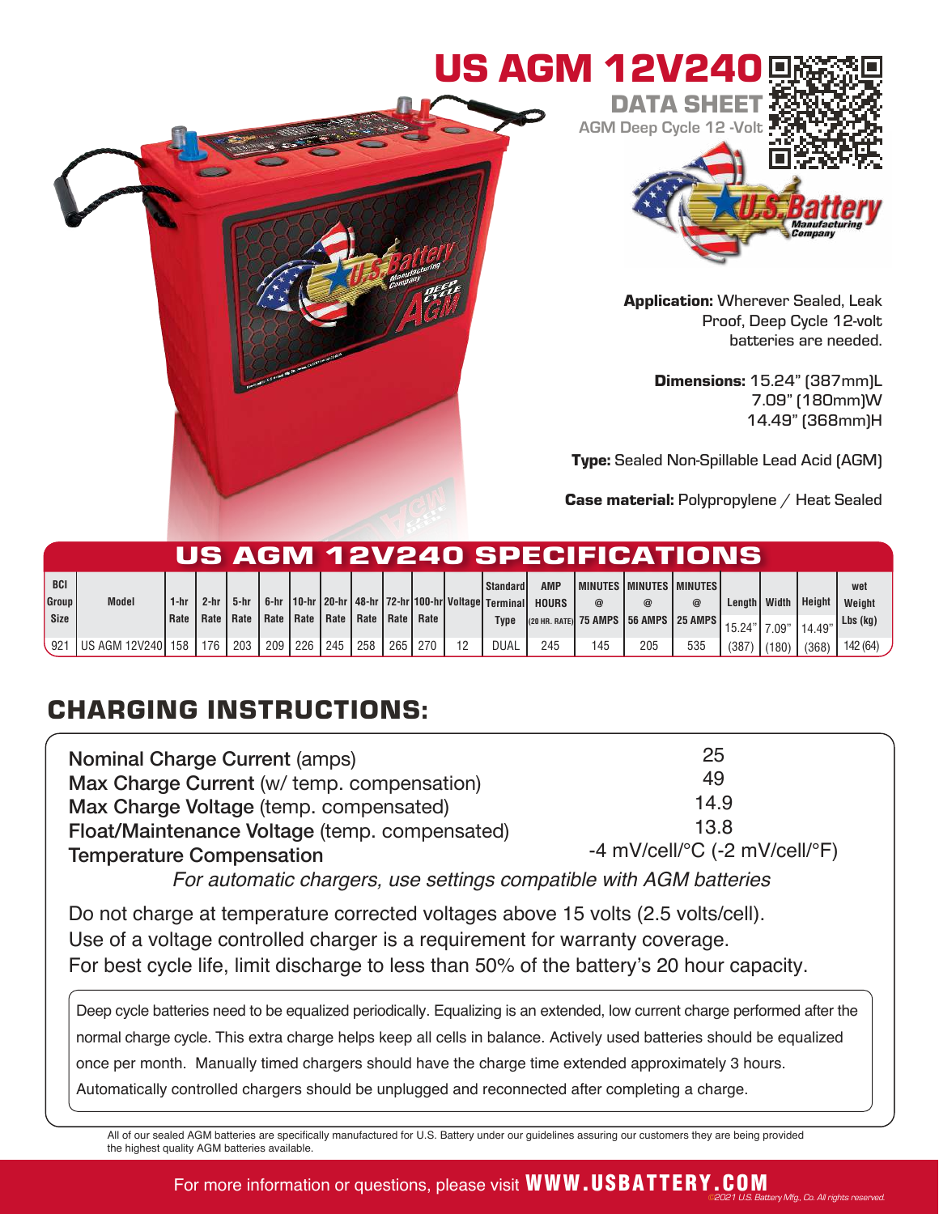# US AGM 12V240

## DATA SHEET

AGM Deep Cycle 12 -Volt

**Application:** Wherever Sealed, Leak Proof, Deep Cycle 12-volt batteries are needed.

**Dimensions:** 15.24" (387mm)L
7.09" (180mm)W
14.49" (368mm)H

**Type:** Sealed Non-Spillable Lead Acid (AGM)

**Case material:** Polypropylene / Heat Sealed

## US AGM 12V240 SPECIFICATIONS

| BCI Group Size | Model | 1-hr Rate | 2-hr Rate | 5-hr Rate | 6-hr Rate | 10-hr Rate | 20-hr Rate | 48-hr Rate | 72-hr Rate | 100-hr Rate | Voltage | Standard Terminal Type | AMP HOURS (20 HR. RATE) | MINUTES @ 75 AMPS | MINUTES @ 56 AMPS | MINUTES @ 25 AMPS | Length 15.24" | Width 7.09" | Height 14.49" | wet Weight Lbs (kg) |
|---|---|---|---|---|---|---|---|---|---|---|---|---|---|---|---|---|---|---|---|---|
| 921 | US AGM 12V240 | 158 | 176 | 203 | 209 | 226 | 245 | 258 | 265 | 270 | 12 | DUAL | 245 | 145 | 205 | 535 | (387) | (180) | (368) | 142 (64) |

## CHARGING INSTRUCTIONS:

| | |
|---|---|
| Nominal Charge Current (amps) | 25 |
| Max Charge Current (w/ temp. compensation) | 49 |
| Max Charge Voltage (temp. compensated) | 14.9 |
| Float/Maintenance Voltage (temp. compensated) | 13.8 |
| Temperature Compensation | -4 mV/cell/°C (-2 mV/cell/°F) |

*For automatic chargers, use settings compatible with AGM batteries*

Do not charge at temperature corrected voltages above 15 volts (2.5 volts/cell).
Use of a voltage controlled charger is a requirement for warranty coverage.
For best cycle life, limit discharge to less than 50% of the battery's 20 hour capacity.

Deep cycle batteries need to be equalized periodically. Equalizing is an extended, low current charge performed after the normal charge cycle. This extra charge helps keep all cells in balance. Actively used batteries should be equalized once per month. Manually timed chargers should have the charge time extended approximately 3 hours. Automatically controlled chargers should be unplugged and reconnected after completing a charge.

All of our sealed AGM batteries are specifically manufactured for U.S. Battery under our guidelines assuring our customers they are being provided the highest quality AGM batteries available.

For more information or questions, please visit **WWW.USBATTERY.COM**

©2021 U.S. Battery Mfg. Co. All rights reserved.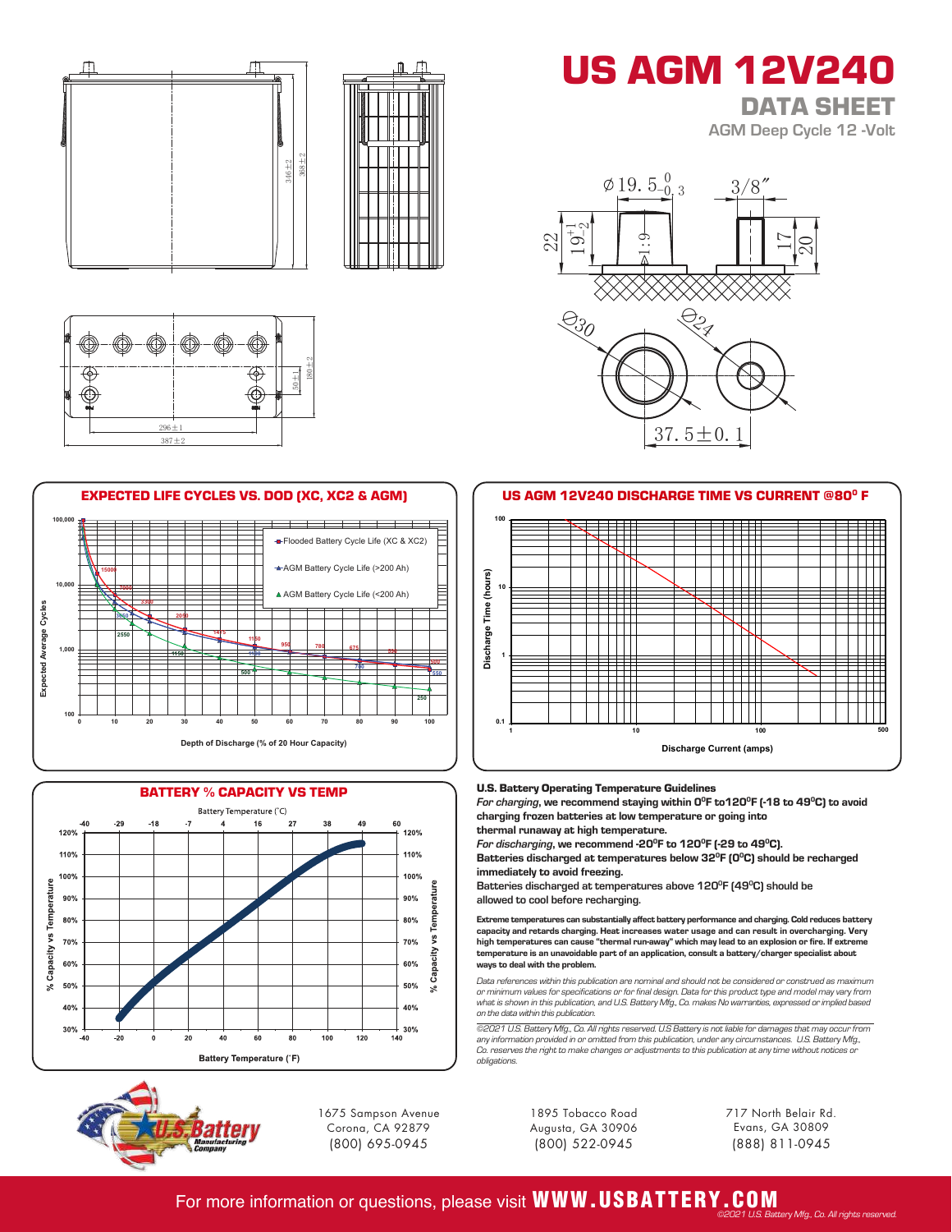# US AGM 12V240

## DATA SHEET

AGM Deep Cycle 12 -Volt

346±2
368±2
50±1
180±2
296±1
387±2

Ø19.5 0 -0.3
3/8″
22
19+1 -2
1:9
17
20
Ø30
Ø24
37.5±0.1

## EXPECTED LIFE CYCLES VS. DOD (XC, XC2 & AGM)

Flooded Battery Cycle Life (XC & XC2)
AGM Battery Cycle Life (>200 Ah)
AGM Battery Cycle Life (<200 Ah)

Expected Average Cycles
Depth of Discharge (% of 20 Hour Capacity)

100,000
10,000
1,000
100

0 10 20 30 40 50 60 70 80 90 100

15000
7000
3350
2050
1475
1150
950
780
675
550
3650
2550
1150
500
250
780
550
500

## US AGM 12V240 DISCHARGE TIME VS CURRENT @80° F

Discharge Time (hours)
Discharge Current (amps)

100
10
1
0.1

1 10 100 500

## BATTERY % CAPACITY VS TEMP

Battery Temperature (˚C)
-40 -29 -18 -7 4 16 27 38 49 60

% Capacity vs Temperature
120% 110% 100% 90% 80% 70% 60% 50% 40% 30%

Battery Temperature (˚F)
-40 -20 0 20 40 60 80 100 120 140

**U.S. Battery Operating Temperature Guidelines**

***For charging*, we recommend staying within 0°F to120°F (-18 to 49°C) to avoid charging frozen batteries at low temperature or going into thermal runaway at high temperature.**

***For discharging*, we recommend -20°F to 120°F (-29 to 49°C).**

**Batteries discharged at temperatures below 32°F (0°C) should be recharged immediately to avoid freezing.**

**Batteries discharged at temperatures above 120°F (49°C) should be allowed to cool before recharging.**

**Extreme temperatures can substantially affect battery performance and charging. Cold reduces battery capacity and retards charging. Heat increases water usage and can result in overcharging. Very high temperatures can cause "thermal run-away" which may lead to an explosion or fire. If extreme temperature is an unavoidable part of an application, consult a battery/charger specialist about ways to deal with the problem.**

*Data references within this publication are nominal and should not be considered or construed as maximum or minimum values for specifications or for final design. Data for this product type and model may vary from what is shown in this publication, and U.S. Battery Mfg., Co. makes No warranties, expressed or implied based on the data within this publication.*

*©2021 U.S. Battery Mfg., Co. All rights reserved. U.S Battery is not liable for damages that may occur from any information provided in or omitted from this publication, under any circumstances. U.S. Battery Mfg., Co. reserves the right to make changes or adjustments to this publication at any time without notices or obligations.*

U.S. Battery Manufacturing Company

1675 Sampson Avenue
Corona, CA 92879
(800) 695-0945

1895 Tobacco Road
Augusta, GA 30906
(800) 522-0945

717 North Belair Rd.
Evans, GA 30809
(888) 811-0945

For more information or questions, please visit **WWW.USBATTERY.COM**

*©2021 U.S. Battery Mfg., Co. All rights reserved.*